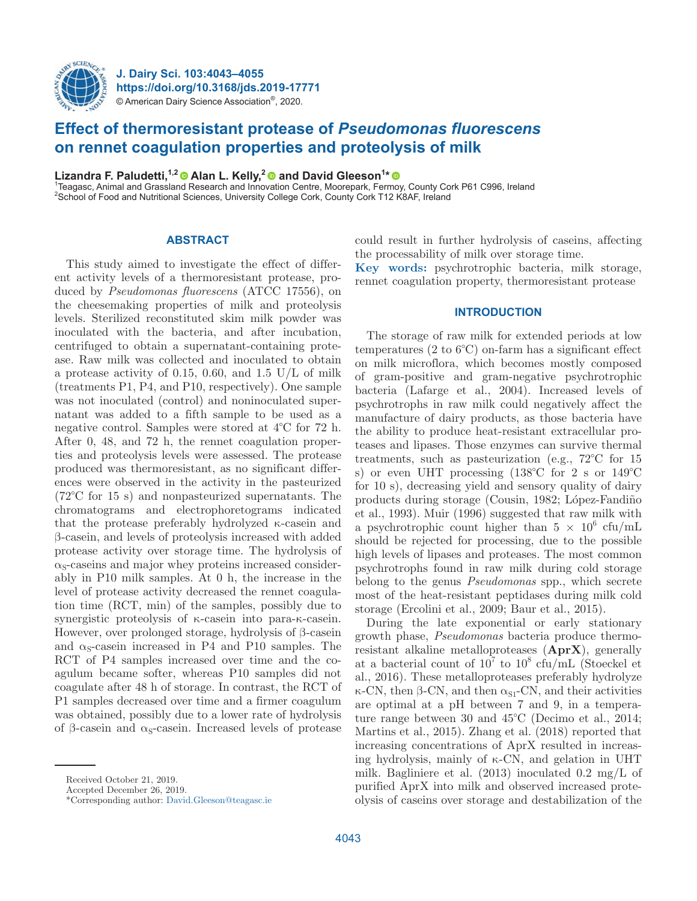# Effect of thermoresistant protease of *Pseudomonas fluorescens* on rennet coagulation properties and proteolysis of milk

**Lizandra F. Paludetti,[1,2] Alan L. Kelly,[2] and David Gleeson[1]***

[1]Teagasc, Animal and Grassland Research and Innovation Centre, Moorepark, Fermoy, County Cork P61 C996, Ireland
[2]School of Food and Nutritional Sciences, University College Cork, County Cork T12 K8AF, Ireland

## ABSTRACT

This study aimed to investigate the effect of different activity levels of a thermoresistant protease, produced by *Pseudomonas fluorescens* (ATCC 17556), on the cheesemaking properties of milk and proteolysis levels. Sterilized reconstituted skim milk powder was inoculated with the bacteria, and after incubation, centrifuged to obtain a supernatant-containing protease. Raw milk was collected and inoculated to obtain a protease activity of 0.15, 0.60, and 1.5 U/L of milk (treatments P1, P4, and P10, respectively). One sample was not inoculated (control) and noninoculated supernatant was added to a fifth sample to be used as a negative control. Samples were stored at 4°C for 72 h. After 0, 48, and 72 h, the rennet coagulation properties and proteolysis levels were assessed. The protease produced was thermoresistant, as no significant differences were observed in the activity in the pasteurized (72°C for 15 s) and nonpasteurized supernatants. The chromatograms and electrophoretograms indicated that the protease preferably hydrolyzed κ-casein and β-casein, and levels of proteolysis increased with added protease activity over storage time. The hydrolysis of $\alpha_S$-caseins and major whey proteins increased considerably in P10 milk samples. At 0 h, the increase in the level of protease activity decreased the rennet coagulation time (RCT, min) of the samples, possibly due to synergistic proteolysis of κ-casein into para-κ-casein. However, over prolonged storage, hydrolysis of β-casein and $\alpha_S$-casein increased in P4 and P10 samples. The RCT of P4 samples increased over time and the coagulum became softer, whereas P10 samples did not coagulate after 48 h of storage. In contrast, the RCT of P1 samples decreased over time and a firmer coagulum was obtained, possibly due to a lower rate of hydrolysis of β-casein and $\alpha_S$-casein. Increased levels of protease could result in further hydrolysis of caseins, affecting the processability of milk over storage time.

**Key words:** psychrotrophic bacteria, milk storage, rennet coagulation property, thermoresistant protease

## INTRODUCTION

The storage of raw milk for extended periods at low temperatures (2 to 6°C) on-farm has a significant effect on milk microflora, which becomes mostly composed of gram-positive and gram-negative psychrotrophic bacteria (Lafarge et al., 2004). Increased levels of psychrotrophs in raw milk could negatively affect the manufacture of dairy products, as those bacteria have the ability to produce heat-resistant extracellular proteases and lipases. Those enzymes can survive thermal treatments, such as pasteurization (e.g., 72°C for 15 s) or even UHT processing (138°C for 2 s or 149°C for 10 s), decreasing yield and sensory quality of dairy products during storage (Cousin, 1982; López-Fandiño et al., 1993). Muir (1996) suggested that raw milk with a psychrotrophic count higher than $5 \times 10^6$ cfu/mL should be rejected for processing, due to the possible high levels of lipases and proteases. The most common psychrotrophs found in raw milk during cold storage belong to the genus *Pseudomonas* spp., which secrete most of the heat-resistant peptidases during milk cold storage (Ercolini et al., 2009; Baur et al., 2015).

During the late exponential or early stationary growth phase, *Pseudomonas* bacteria produce thermoresistant alkaline metalloproteases (**AprX**), generally at a bacterial count of $10^7$ to $10^8$ cfu/mL (Stoeckel et al., 2016). These metalloproteases preferably hydrolyze κ-CN, then β-CN, and then $\alpha_{S1}$-CN, and their activities are optimal at a pH between 7 and 9, in a temperature range between 30 and 45°C (Decimo et al., 2014; Martins et al., 2015). Zhang et al. (2018) reported that increasing concentrations of AprX resulted in increasing hydrolysis, mainly of κ-CN, and gelation in UHT milk. Bagliniere et al. (2013) inoculated 0.2 mg/L of purified AprX into milk and observed increased proteolysis of caseins over storage and destabilization of the

Received October 21, 2019.
Accepted December 26, 2019.
*Corresponding author: David.Gleeson@teagasc.ie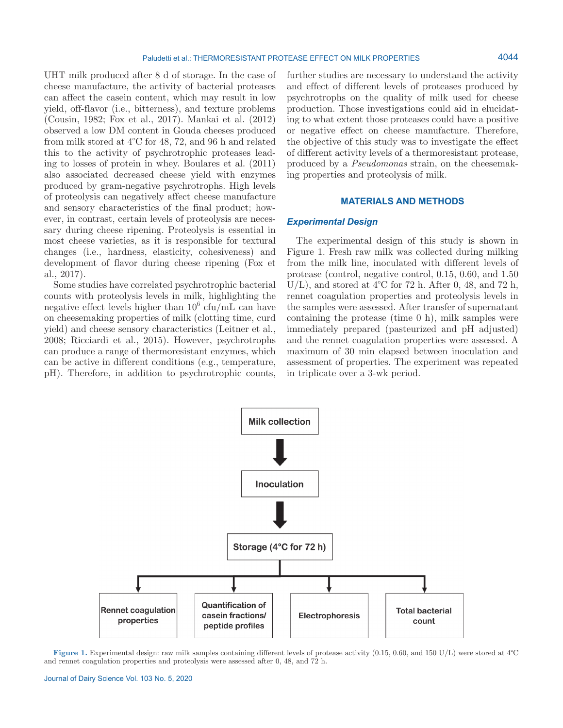UHT milk produced after 8 d of storage. In the case of cheese manufacture, the activity of bacterial proteases can affect the casein content, which may result in low yield, off-flavor (i.e., bitterness), and texture problems (Cousin, 1982; Fox et al., 2017). Mankai et al. (2012) observed a low DM content in Gouda cheeses produced from milk stored at 4°C for 48, 72, and 96 h and related this to the activity of psychrotrophic proteases leading to losses of protein in whey. Boulares et al. (2011) also associated decreased cheese yield with enzymes produced by gram-negative psychrotrophs. High levels of proteolysis can negatively affect cheese manufacture and sensory characteristics of the final product; however, in contrast, certain levels of proteolysis are necessary during cheese ripening. Proteolysis is essential in most cheese varieties, as it is responsible for textural changes (i.e., hardness, elasticity, cohesiveness) and development of flavor during cheese ripening (Fox et al., 2017).

Some studies have correlated psychrotrophic bacterial counts with proteolysis levels in milk, highlighting the negative effect levels higher than $10^6$ cfu/mL can have on cheesemaking properties of milk (clotting time, curd yield) and cheese sensory characteristics (Leitner et al., 2008; Ricciardi et al., 2015). However, psychrotrophs can produce a range of thermoresistant enzymes, which can be active in different conditions (e.g., temperature, pH). Therefore, in addition to psychrotrophic counts, further studies are necessary to understand the activity and effect of different levels of proteases produced by psychrotrophs on the quality of milk used for cheese production. Those investigations could aid in elucidating to what extent those proteases could have a positive or negative effect on cheese manufacture. Therefore, the objective of this study was to investigate the effect of different activity levels of a thermoresistant protease, produced by a *Pseudomonas* strain, on the cheesemaking properties and proteolysis of milk.

## MATERIALS AND METHODS

### *Experimental Design*

The experimental design of this study is shown in Figure 1. Fresh raw milk was collected during milking from the milk line, inoculated with different levels of protease (control, negative control, 0.15, 0.60, and 1.50 U/L), and stored at 4°C for 72 h. After 0, 48, and 72 h, rennet coagulation properties and proteolysis levels in the samples were assessed. After transfer of supernatant containing the protease (time 0 h), milk samples were immediately prepared (pasteurized and pH adjusted) and the rennet coagulation properties were assessed. A maximum of 30 min elapsed between inoculation and assessment of properties. The experiment was repeated in triplicate over a 3-wk period.

Milk collection → Inoculation → Storage (4°C for 72 h) → Rennet coagulation properties | Quantification of casein fractions/ peptide profiles | Electrophoresis | Total bacterial count

**Figure 1.** Experimental design: raw milk samples containing different levels of protease activity (0.15, 0.60, and 150 U/L) were stored at 4°C and rennet coagulation properties and proteolysis were assessed after 0, 48, and 72 h.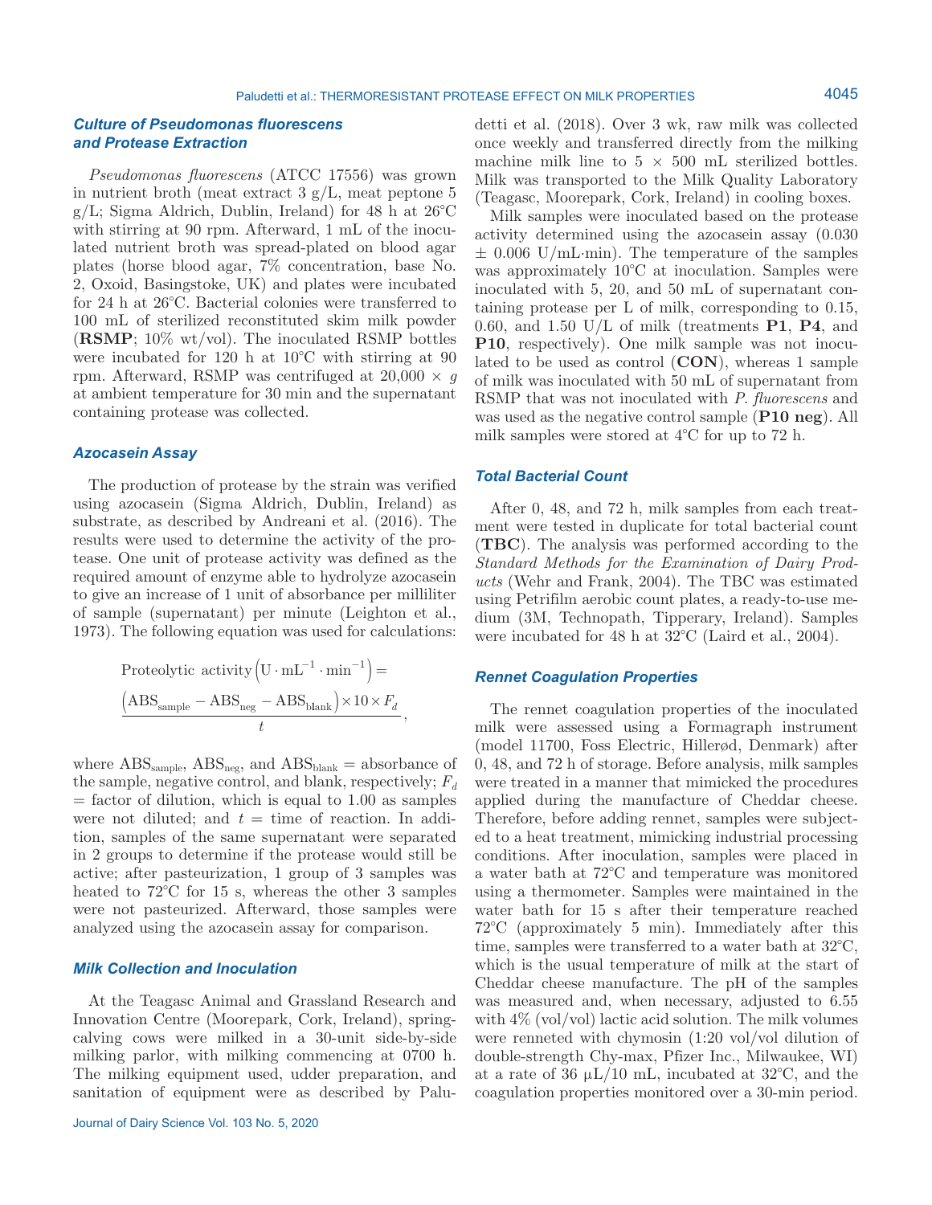### Culture of Pseudomonas fluorescens and Protease Extraction

*Pseudomonas fluorescens* (ATCC 17556) was grown in nutrient broth (meat extract 3 g/L, meat peptone 5 g/L; Sigma Aldrich, Dublin, Ireland) for 48 h at 26°C with stirring at 90 rpm. Afterward, 1 mL of the inoculated nutrient broth was spread-plated on blood agar plates (horse blood agar, 7% concentration, base No. 2, Oxoid, Basingstoke, UK) and plates were incubated for 24 h at 26°C. Bacterial colonies were transferred to 100 mL of sterilized reconstituted skim milk powder (**RSMP**; 10% wt/vol). The inoculated RSMP bottles were incubated for 120 h at 10°C with stirring at 90 rpm. Afterward, RSMP was centrifuged at 20,000 × *g* at ambient temperature for 30 min and the supernatant containing protease was collected.

### Azocasein Assay

The production of protease by the strain was verified using azocasein (Sigma Aldrich, Dublin, Ireland) as substrate, as described by Andreani et al. (2016). The results were used to determine the activity of the protease. One unit of protease activity was defined as the required amount of enzyme able to hydrolyze azocasein to give an increase of 1 unit of absorbance per milliliter of sample (supernatant) per minute (Leighton et al., 1973). The following equation was used for calculations:

$$\text{Proteolytic activity}\left(\mathrm{U\cdot mL^{-1}\cdot min^{-1}}\right) = \frac{\left(\mathrm{ABS_{sample}} - \mathrm{ABS_{neg}} - \mathrm{ABS_{blank}}\right)\times 10 \times F_d}{t},$$

where $\mathrm{ABS_{sample}}$, $\mathrm{ABS_{neg}}$, and $\mathrm{ABS_{blank}}$ = absorbance of the sample, negative control, and blank, respectively; $F_d$ = factor of dilution, which is equal to 1.00 as samples were not diluted; and $t$ = time of reaction. In addition, samples of the same supernatant were separated in 2 groups to determine if the protease would still be active; after pasteurization, 1 group of 3 samples was heated to 72°C for 15 s, whereas the other 3 samples were not pasteurized. Afterward, those samples were analyzed using the azocasein assay for comparison.

### Milk Collection and Inoculation

At the Teagasc Animal and Grassland Research and Innovation Centre (Moorepark, Cork, Ireland), spring-calving cows were milked in a 30-unit side-by-side milking parlor, with milking commencing at 0700 h. The milking equipment used, udder preparation, and sanitation of equipment were as described by Paludetti et al. (2018). Over 3 wk, raw milk was collected once weekly and transferred directly from the milking machine milk line to 5 × 500 mL sterilized bottles. Milk was transported to the Milk Quality Laboratory (Teagasc, Moorepark, Cork, Ireland) in cooling boxes.

Milk samples were inoculated based on the protease activity determined using the azocasein assay (0.030 ± 0.006 U/mL·min). The temperature of the samples was approximately 10°C at inoculation. Samples were inoculated with 5, 20, and 50 mL of supernatant containing protease per L of milk, corresponding to 0.15, 0.60, and 1.50 U/L of milk (treatments **P1**, **P4**, and **P10**, respectively). One milk sample was not inoculated to be used as control (**CON**), whereas 1 sample of milk was inoculated with 50 mL of supernatant from RSMP that was not inoculated with *P. fluorescens* and was used as the negative control sample (**P10 neg**). All milk samples were stored at 4°C for up to 72 h.

### Total Bacterial Count

After 0, 48, and 72 h, milk samples from each treatment were tested in duplicate for total bacterial count (**TBC**). The analysis was performed according to the *Standard Methods for the Examination of Dairy Products* (Wehr and Frank, 2004). The TBC was estimated using Petrifilm aerobic count plates, a ready-to-use medium (3M, Technopath, Tipperary, Ireland). Samples were incubated for 48 h at 32°C (Laird et al., 2004).

### Rennet Coagulation Properties

The rennet coagulation properties of the inoculated milk were assessed using a Formagraph instrument (model 11700, Foss Electric, Hillerød, Denmark) after 0, 48, and 72 h of storage. Before analysis, milk samples were treated in a manner that mimicked the procedures applied during the manufacture of Cheddar cheese. Therefore, before adding rennet, samples were subjected to a heat treatment, mimicking industrial processing conditions. After inoculation, samples were placed in a water bath at 72°C and temperature was monitored using a thermometer. Samples were maintained in the water bath for 15 s after their temperature reached 72°C (approximately 5 min). Immediately after this time, samples were transferred to a water bath at 32°C, which is the usual temperature of milk at the start of Cheddar cheese manufacture. The pH of the samples was measured and, when necessary, adjusted to 6.55 with 4% (vol/vol) lactic acid solution. The milk volumes were renneted with chymosin (1:20 vol/vol dilution of double-strength Chy-max, Pfizer Inc., Milwaukee, WI) at a rate of 36 μL/10 mL, incubated at 32°C, and the coagulation properties monitored over a 30-min period.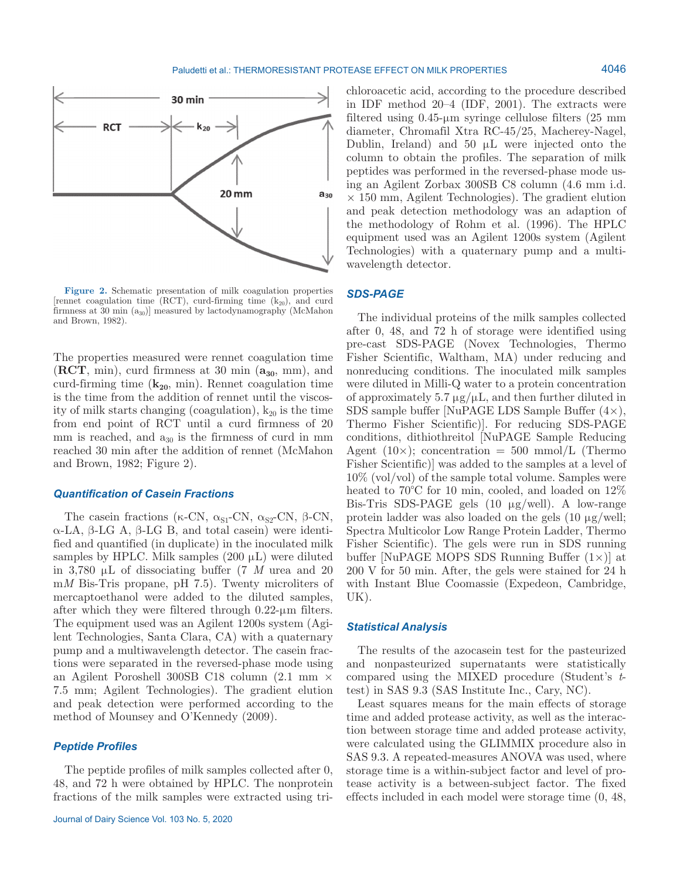Figure 2. Schematic presentation of milk coagulation properties [rennet coagulation time (RCT), curd-firming time ($k_{20}$), and curd firmness at 30 min ($a_{30}$)] measured by lactodynamography (McMahon and Brown, 1982).

The properties measured were rennet coagulation time (**RCT**, min), curd firmness at 30 min (**$a_{30}$**, mm), and curd-firming time (**$k_{20}$**, min). Rennet coagulation time is the time from the addition of rennet until the viscosity of milk starts changing (coagulation), $k_{20}$ is the time from end point of RCT until a curd firmness of 20 mm is reached, and $a_{30}$ is the firmness of curd in mm reached 30 min after the addition of rennet (McMahon and Brown, 1982; Figure 2).

### Quantification of Casein Fractions

The casein fractions (κ-CN, $\alpha_{S1}$-CN, $\alpha_{S2}$-CN, β-CN, α-LA, β-LG A, β-LG B, and total casein) were identified and quantified (in duplicate) in the inoculated milk samples by HPLC. Milk samples (200 μL) were diluted in 3,780 μL of dissociating buffer (7 *M* urea and 20 m*M* Bis-Tris propane, pH 7.5). Twenty microliters of mercaptoethanol were added to the diluted samples, after which they were filtered through 0.22-μm filters. The equipment used was an Agilent 1200s system (Agilent Technologies, Santa Clara, CA) with a quaternary pump and a multiwavelength detector. The casein fractions were separated in the reversed-phase mode using an Agilent Poroshell 300SB C18 column (2.1 mm × 7.5 mm; Agilent Technologies). The gradient elution and peak detection were performed according to the method of Mounsey and O'Kennedy (2009).

### Peptide Profiles

The peptide profiles of milk samples collected after 0, 48, and 72 h were obtained by HPLC. The nonprotein fractions of the milk samples were extracted using trichloroacetic acid, according to the procedure described in IDF method 20–4 (IDF, 2001). The extracts were filtered using 0.45-μm syringe cellulose filters (25 mm diameter, Chromafil Xtra RC-45/25, Macherey-Nagel, Dublin, Ireland) and 50 μL were injected onto the column to obtain the profiles. The separation of milk peptides was performed in the reversed-phase mode using an Agilent Zorbax 300SB C8 column (4.6 mm i.d. × 150 mm, Agilent Technologies). The gradient elution and peak detection methodology was an adaption of the methodology of Rohm et al. (1996). The HPLC equipment used was an Agilent 1200s system (Agilent Technologies) with a quaternary pump and a multiwavelength detector.

### SDS-PAGE

The individual proteins of the milk samples collected after 0, 48, and 72 h of storage were identified using pre-cast SDS-PAGE (Novex Technologies, Thermo Fisher Scientific, Waltham, MA) under reducing and nonreducing conditions. The inoculated milk samples were diluted in Milli-Q water to a protein concentration of approximately 5.7 μg/μL, and then further diluted in SDS sample buffer [NuPAGE LDS Sample Buffer (4×), Thermo Fisher Scientific)]. For reducing SDS-PAGE conditions, dithiothreitol [NuPAGE Sample Reducing Agent (10×); concentration = 500 mmol/L (Thermo Fisher Scientific)] was added to the samples at a level of 10% (vol/vol) of the sample total volume. Samples were heated to 70°C for 10 min, cooled, and loaded on 12% Bis-Tris SDS-PAGE gels (10 μg/well). A low-range protein ladder was also loaded on the gels (10 μg/well; Spectra Multicolor Low Range Protein Ladder, Thermo Fisher Scientific). The gels were run in SDS running buffer [NuPAGE MOPS SDS Running Buffer (1×)] at 200 V for 50 min. After, the gels were stained for 24 h with Instant Blue Coomassie (Expedeon, Cambridge, UK).

### Statistical Analysis

The results of the azocasein test for the pasteurized and nonpasteurized supernatants were statistically compared using the MIXED procedure (Student's *t*-test) in SAS 9.3 (SAS Institute Inc., Cary, NC).

Least squares means for the main effects of storage time and added protease activity, as well as the interaction between storage time and added protease activity, were calculated using the GLIMMIX procedure also in SAS 9.3. A repeated-measures ANOVA was used, where storage time is a within-subject factor and level of protease activity is a between-subject factor. The fixed effects included in each model were storage time (0, 48,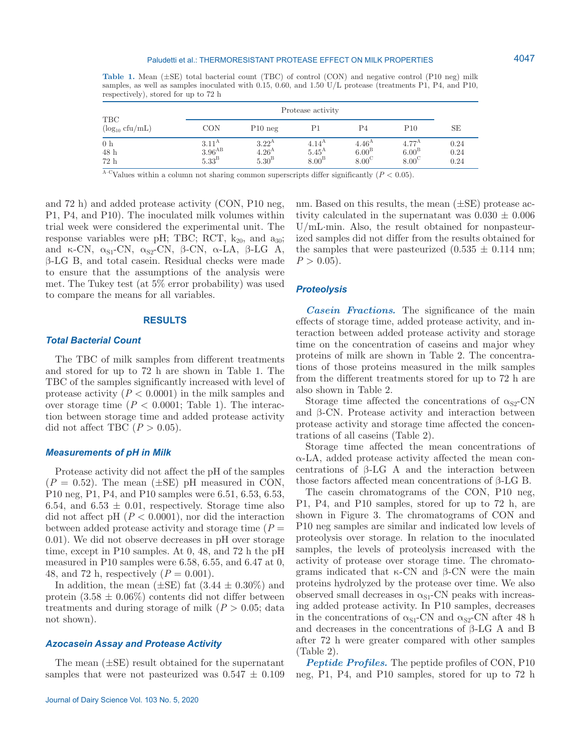**Table 1.** Mean (±SE) total bacterial count (TBC) of control (CON) and negative control (P10 neg) milk samples, as well as samples inoculated with 0.15, 0.60, and 1.50 U/L protease (treatments P1, P4, and P10, respectively), stored for up to 72 h

| TBC ($\log_{10}$ cfu/mL) | Protease activity | | | | | SE |
|---|---|---|---|---|---|---|
| | CON | P10 neg | P1 | P4 | P10 | |
| 0 h | $3.11^{A}$ | $3.22^{A}$ | $4.14^{A}$ | $4.46^{A}$ | $4.77^{A}$ | 0.24 |
| 48 h | $3.96^{AB}$ | $4.26^{A}$ | $5.45^{A}$ | $6.00^{B}$ | $6.00^{B}$ | 0.24 |
| 72 h | $5.33^{B}$ | $5.30^{B}$ | $8.00^{B}$ | $8.00^{C}$ | $8.00^{C}$ | 0.24 |

$^{A–C}$Values within a column not sharing common superscripts differ significantly ($P < 0.05$).

and 72 h) and added protease activity (CON, P10 neg, P1, P4, and P10). The inoculated milk volumes within trial week were considered the experimental unit. The response variables were pH; TBC; RCT, $k_{20}$, and $a_{30}$; and κ-CN, $\alpha_{S1}$-CN, $\alpha_{S2}$-CN, β-CN, α-LA, β-LG A, β-LG B, and total casein. Residual checks were made to ensure that the assumptions of the analysis were met. The Tukey test (at 5% error probability) was used to compare the means for all variables.

## RESULTS

### Total Bacterial Count

The TBC of milk samples from different treatments and stored for up to 72 h are shown in Table 1. The TBC of the samples significantly increased with level of protease activity ($P < 0.0001$) in the milk samples and over storage time ($P < 0.0001$; Table 1). The interaction between storage time and added protease activity did not affect TBC ($P > 0.05$).

### Measurements of pH in Milk

Protease activity did not affect the pH of the samples ($P = 0.52$). The mean (±SE) pH measured in CON, P10 neg, P1, P4, and P10 samples were 6.51, 6.53, 6.53, 6.54, and 6.53 ± 0.01, respectively. Storage time also did not affect pH ($P < 0.0001$), nor did the interaction between added protease activity and storage time ($P = 0.01$). We did not observe decreases in pH over storage time, except in P10 samples. At 0, 48, and 72 h the pH measured in P10 samples were 6.58, 6.55, and 6.47 at 0, 48, and 72 h, respectively ($P = 0.001$).

In addition, the mean (±SE) fat (3.44 ± 0.30%) and protein (3.58 ± 0.06%) contents did not differ between treatments and during storage of milk ($P > 0.05$; data not shown).

### Azocasein Assay and Protease Activity

The mean (±SE) result obtained for the supernatant samples that were not pasteurized was 0.547 ± 0.109 nm. Based on this results, the mean (±SE) protease activity calculated in the supernatant was 0.030 ± 0.006 U/mL·min. Also, the result obtained for nonpasteurized samples did not differ from the results obtained for the samples that were pasteurized (0.535 ± 0.114 nm; $P > 0.05$).

### Proteolysis

***Casein Fractions.*** The significance of the main effects of storage time, added protease activity, and interaction between added protease activity and storage time on the concentration of caseins and major whey proteins of milk are shown in Table 2. The concentrations of those proteins measured in the milk samples from the different treatments stored for up to 72 h are also shown in Table 2.

Storage time affected the concentrations of $\alpha_{S2}$-CN and β-CN. Protease activity and interaction between protease activity and storage time affected the concentrations of all caseins (Table 2).

Storage time affected the mean concentrations of α-LA, added protease activity affected the mean concentrations of β-LG A and the interaction between those factors affected mean concentrations of β-LG B.

The casein chromatograms of the CON, P10 neg, P1, P4, and P10 samples, stored for up to 72 h, are shown in Figure 3. The chromatograms of CON and P10 neg samples are similar and indicated low levels of proteolysis over storage. In relation to the inoculated samples, the levels of proteolysis increased with the activity of protease over storage time. The chromatograms indicated that κ-CN and β-CN were the main proteins hydrolyzed by the protease over time. We also observed small decreases in $\alpha_{S1}$-CN peaks with increasing added protease activity. In P10 samples, decreases in the concentrations of $\alpha_{S1}$-CN and $\alpha_{S2}$-CN after 48 h and decreases in the concentrations of β-LG A and B after 72 h were greater compared with other samples (Table 2).

***Peptide Profiles.*** The peptide profiles of CON, P10 neg, P1, P4, and P10 samples, stored for up to 72 h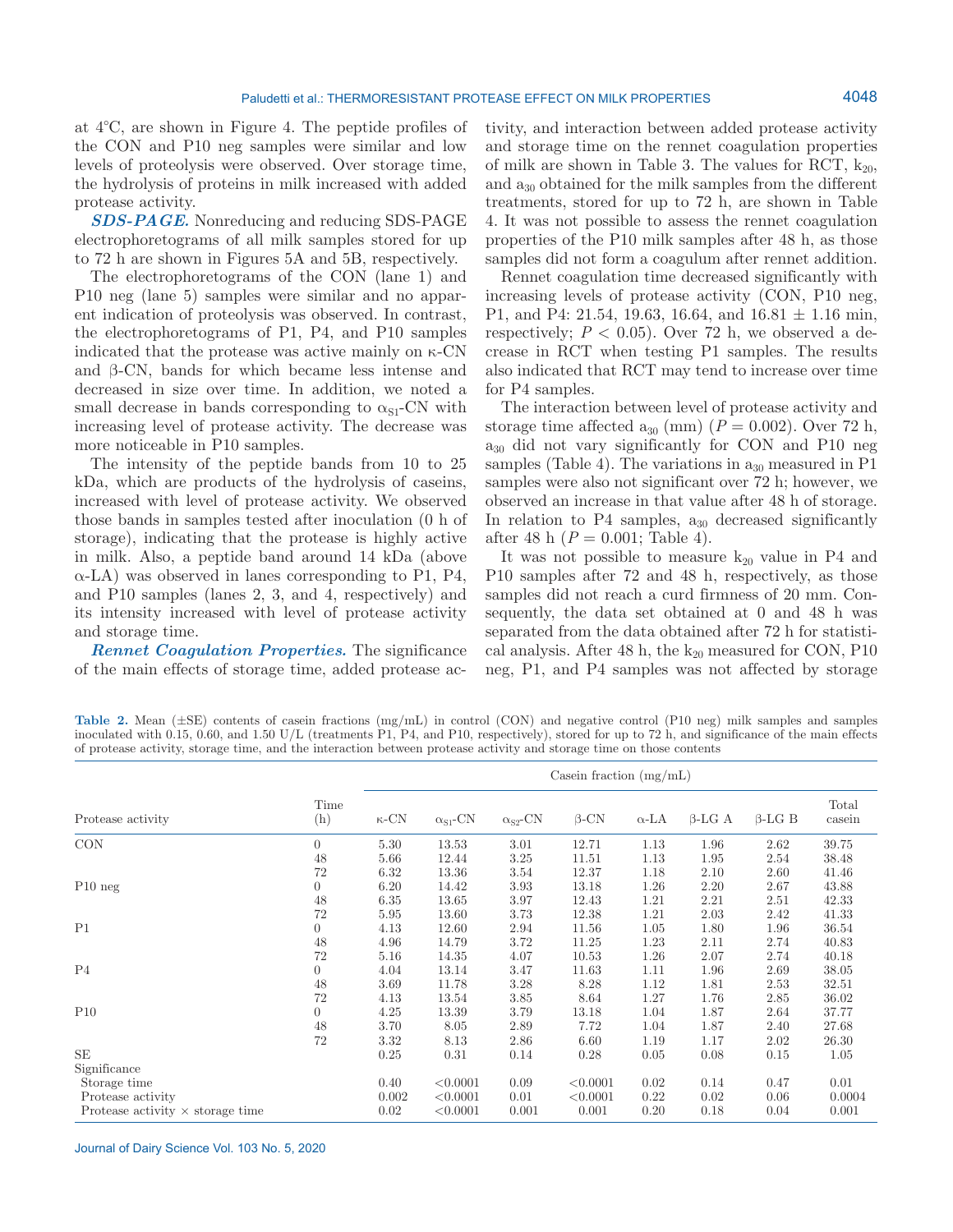at 4°C, are shown in Figure 4. The peptide profiles of the CON and P10 neg samples were similar and low levels of proteolysis were observed. Over storage time, the hydrolysis of proteins in milk increased with added protease activity.

***SDS-PAGE.*** Nonreducing and reducing SDS-PAGE electrophoretograms of all milk samples stored for up to 72 h are shown in Figures 5A and 5B, respectively.

The electrophoretograms of the CON (lane 1) and P10 neg (lane 5) samples were similar and no apparent indication of proteolysis was observed. In contrast, the electrophoretograms of P1, P4, and P10 samples indicated that the protease was active mainly on κ-CN and β-CN, bands for which became less intense and decreased in size over time. In addition, we noted a small decrease in bands corresponding to $\alpha_{S1}$-CN with increasing level of protease activity. The decrease was more noticeable in P10 samples.

The intensity of the peptide bands from 10 to 25 kDa, which are products of the hydrolysis of caseins, increased with level of protease activity. We observed those bands in samples tested after inoculation (0 h of storage), indicating that the protease is highly active in milk. Also, a peptide band around 14 kDa (above α-LA) was observed in lanes corresponding to P1, P4, and P10 samples (lanes 2, 3, and 4, respectively) and its intensity increased with level of protease activity and storage time.

***Rennet Coagulation Properties.*** The significance of the main effects of storage time, added protease activity, and interaction between added protease activity and storage time on the rennet coagulation properties of milk are shown in Table 3. The values for RCT, $k_{20}$, and $a_{30}$ obtained for the milk samples from the different treatments, stored for up to 72 h, are shown in Table 4. It was not possible to assess the rennet coagulation properties of the P10 milk samples after 48 h, as those samples did not form a coagulum after rennet addition.

Rennet coagulation time decreased significantly with increasing levels of protease activity (CON, P10 neg, P1, and P4: 21.54, 19.63, 16.64, and 16.81 ± 1.16 min, respectively; $P < 0.05$). Over 72 h, we observed a decrease in RCT when testing P1 samples. The results also indicated that RCT may tend to increase over time for P4 samples.

The interaction between level of protease activity and storage time affected $a_{30}$ (mm) ($P = 0.002$). Over 72 h, $a_{30}$ did not vary significantly for CON and P10 neg samples (Table 4). The variations in $a_{30}$ measured in P1 samples were also not significant over 72 h; however, we observed an increase in that value after 48 h of storage. In relation to P4 samples, $a_{30}$ decreased significantly after 48 h ($P = 0.001$; Table 4).

It was not possible to measure $k_{20}$ value in P4 and P10 samples after 72 and 48 h, respectively, as those samples did not reach a curd firmness of 20 mm. Consequently, the data set obtained at 0 and 48 h was separated from the data obtained after 72 h for statistical analysis. After 48 h, the $k_{20}$ measured for CON, P10 neg, P1, and P4 samples was not affected by storage

**Table 2.** Mean (±SE) contents of casein fractions (mg/mL) in control (CON) and negative control (P10 neg) milk samples and samples inoculated with 0.15, 0.60, and 1.50 U/L (treatments P1, P4, and P10, respectively), stored for up to 72 h, and significance of the main effects of protease activity, storage time, and the interaction between protease activity and storage time on those contents

| Protease activity | Time (h) | Casein fraction (mg/mL) | | | | | | | |
|---|---|---|---|---|---|---|---|---|---|
| | | κ-CN | $\alpha_{S1}$-CN | $\alpha_{S2}$-CN | β-CN | α-LA | β-LG A | β-LG B | Total casein |
| CON | 0 | 5.30 | 13.53 | 3.01 | 12.71 | 1.13 | 1.96 | 2.62 | 39.75 |
| | 48 | 5.66 | 12.44 | 3.25 | 11.51 | 1.13 | 1.95 | 2.54 | 38.48 |
| | 72 | 6.32 | 13.36 | 3.54 | 12.37 | 1.18 | 2.10 | 2.60 | 41.46 |
| P10 neg | 0 | 6.20 | 14.42 | 3.93 | 13.18 | 1.26 | 2.20 | 2.67 | 43.88 |
| | 48 | 6.35 | 13.65 | 3.97 | 12.43 | 1.21 | 2.21 | 2.51 | 42.33 |
| | 72 | 5.95 | 13.60 | 3.73 | 12.38 | 1.21 | 2.03 | 2.42 | 41.33 |
| P1 | 0 | 4.13 | 12.60 | 2.94 | 11.56 | 1.05 | 1.80 | 1.96 | 36.54 |
| | 48 | 4.96 | 14.79 | 3.72 | 11.25 | 1.23 | 2.11 | 2.74 | 40.83 |
| | 72 | 5.16 | 14.35 | 4.07 | 10.53 | 1.26 | 2.07 | 2.74 | 40.18 |
| P4 | 0 | 4.04 | 13.14 | 3.47 | 11.63 | 1.11 | 1.96 | 2.69 | 38.05 |
| | 48 | 3.69 | 11.78 | 3.28 | 8.28 | 1.12 | 1.81 | 2.53 | 32.51 |
| | 72 | 4.13 | 13.54 | 3.85 | 8.64 | 1.27 | 1.76 | 2.85 | 36.02 |
| P10 | 0 | 4.25 | 13.39 | 3.79 | 13.18 | 1.04 | 1.87 | 2.64 | 37.77 |
| | 48 | 3.70 | 8.05 | 2.89 | 7.72 | 1.04 | 1.87 | 2.40 | 27.68 |
| | 72 | 3.32 | 8.13 | 2.86 | 6.60 | 1.19 | 1.17 | 2.02 | 26.30 |
| SE | | 0.25 | 0.31 | 0.14 | 0.28 | 0.05 | 0.08 | 0.15 | 1.05 |
| Significance | | | | | | | | | |
| Storage time | | 0.40 | <0.0001 | 0.09 | <0.0001 | 0.02 | 0.14 | 0.47 | 0.01 |
| Protease activity | | 0.002 | <0.0001 | 0.01 | <0.0001 | 0.22 | 0.02 | 0.06 | 0.0004 |
| Protease activity × storage time | | 0.02 | <0.0001 | 0.001 | 0.001 | 0.20 | 0.18 | 0.04 | 0.001 |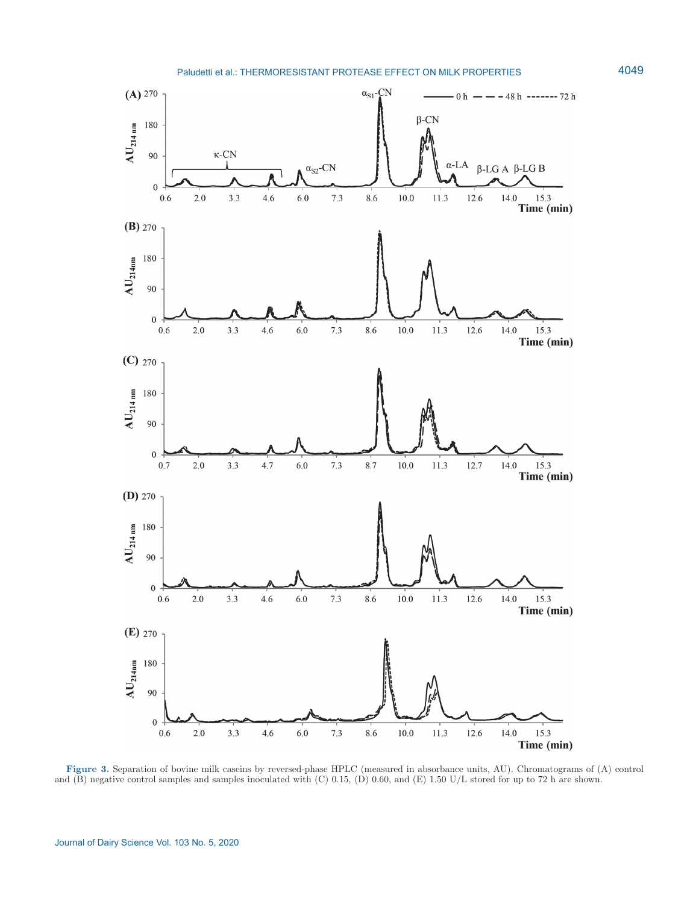**Figure 3.** Separation of bovine milk caseins by reversed-phase HPLC (measured in absorbance units, AU). Chromatograms of (A) control and (B) negative control samples and samples inoculated with (C) 0.15, (D) 0.60, and (E) 1.50 U/L stored for up to 72 h are shown.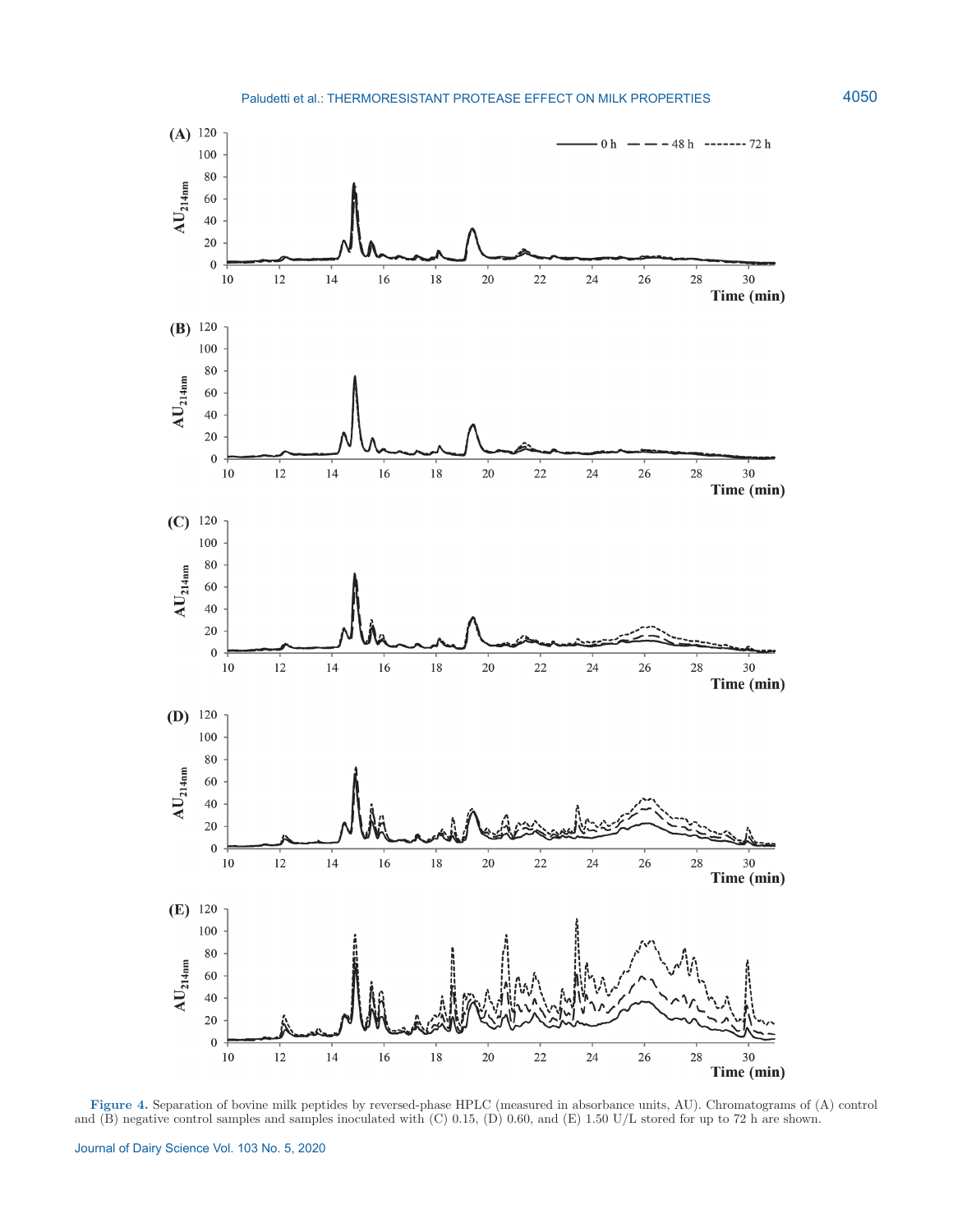**Figure 4.** Separation of bovine milk peptides by reversed-phase HPLC (measured in absorbance units, AU). Chromatograms of (A) control and (B) negative control samples and samples inoculated with (C) 0.15, (D) 0.60, and (E) 1.50 U/L stored for up to 72 h are shown.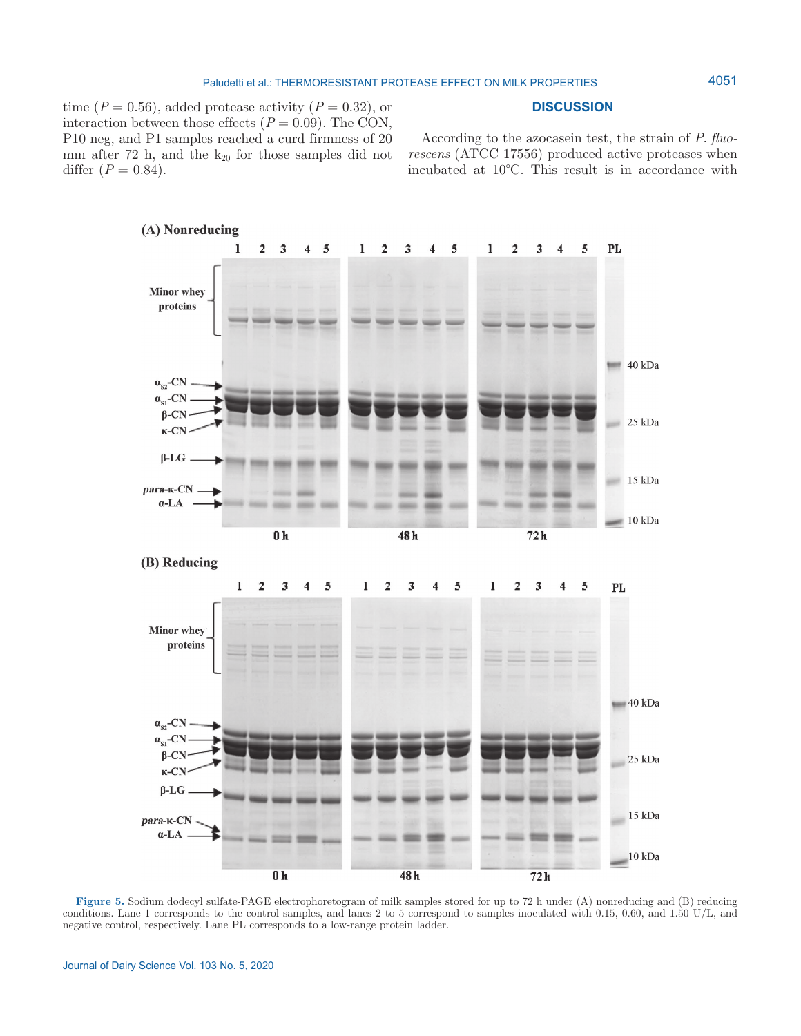time ($P = 0.56$), added protease activity ($P = 0.32$), or interaction between those effects ($P = 0.09$). The CON, P10 neg, and P1 samples reached a curd firmness of 20 mm after 72 h, and the $k_{20}$ for those samples did not differ ($P = 0.84$).

## DISCUSSION

According to the azocasein test, the strain of *P. fluorescens* (ATCC 17556) produced active proteases when incubated at 10°C. This result is in accordance with

**Figure 5.** Sodium dodecyl sulfate-PAGE electrophoretogram of milk samples stored for up to 72 h under (A) nonreducing and (B) reducing conditions. Lane 1 corresponds to the control samples, and lanes 2 to 5 correspond to samples inoculated with 0.15, 0.60, and 1.50 U/L, and negative control, respectively. Lane PL corresponds to a low-range protein ladder.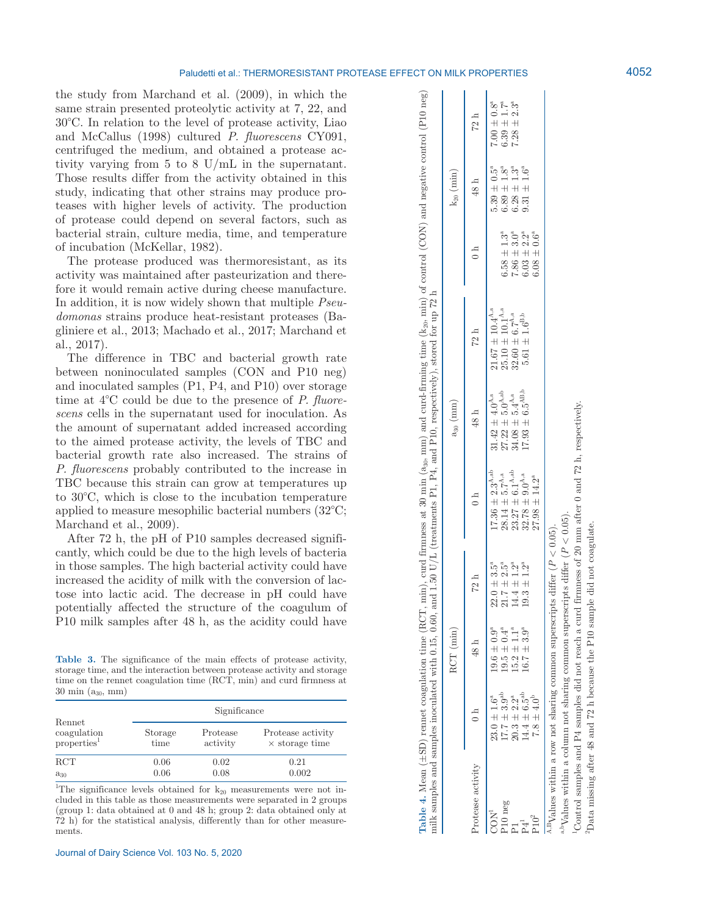the study from Marchand et al. (2009), in which the same strain presented proteolytic activity at 7, 22, and 30°C. In relation to the level of protease activity, Liao and McCallus (1998) cultured *P. fluorescens* CY091, centrifuged the medium, and obtained a protease activity varying from 5 to 8 U/mL in the supernatant. Those results differ from the activity obtained in this study, indicating that other strains may produce proteases with higher levels of activity. The production of protease could depend on several factors, such as bacterial strain, culture media, time, and temperature of incubation (McKellar, 1982).

The protease produced was thermoresistant, as its activity was maintained after pasteurization and therefore it would remain active during cheese manufacture. In addition, it is now widely shown that multiple *Pseudomonas* strains produce heat-resistant proteases (Bagliniere et al., 2013; Machado et al., 2017; Marchand et al., 2017).

The difference in TBC and bacterial growth rate between noninoculated samples (CON and P10 neg) and inoculated samples (P1, P4, and P10) over storage time at 4°C could be due to the presence of *P. fluorescens* cells in the supernatant used for inoculation. As the amount of supernatant added increased according to the aimed protease activity, the levels of TBC and bacterial growth rate also increased. The strains of *P. fluorescens* probably contributed to the increase in TBC because this strain can grow at temperatures up to 30°C, which is close to the incubation temperature applied to measure mesophilic bacterial numbers (32°C; Marchand et al., 2009).

After 72 h, the pH of P10 samples decreased significantly, which could be due to the high levels of bacteria in those samples. The high bacterial activity could have increased the acidity of milk with the conversion of lactose into lactic acid. The decrease in pH could have potentially affected the structure of the coagulum of P10 milk samples after 48 h, as the acidity could have

**Table 3.** The significance of the main effects of protease activity, storage time, and the interaction between protease activity and storage time on the rennet coagulation time (RCT, min) and curd firmness at 30 min ($a_{30}$, mm)

| Rennet coagulation properties[1] | Significance | | |
|---|---|---|---|
| | Storage time | Protease activity | Protease activity × storage time |
| RCT | 0.06 | 0.02 | 0.21 |
| $a_{30}$ | 0.06 | 0.08 | 0.002 |

[1]The significance levels obtained for $k_{20}$ measurements were not included in this table as those measurements were separated in 2 groups (group 1: data obtained at 0 and 48 h; group 2: data obtained only at 72 h) for the statistical analysis, differently than for other measurements.

**Table 4.** Mean (±SD) rennet coagulation time (RCT, min), curd firmness at 30 min ($a_{30}$, mm) and curd-firming time ($k_{20}$, min) of control (CON) and negative control (P10 neg) milk samples and samples inoculated with 0.15, 0.60, and 1.50 U/L (treatments P1, P4, and P10, respectively), stored for up 72 h

| Protease activity | RCT (min) | | | $a_{30}$ (mm) | | | $k_{20}$ (min) | | |
|---|---|---|---|---|---|---|---|---|---|
| | 0 h | 48 h | 72 h | 0 h | 48 h | 72 h | 0 h | 48 h | 72 h |
| CON[1] | 23.0 ± 1.6[a] | 19.6 ± 0.9[a] | 22.0 ± 3.5[a] | 17.36 ± 2.3[A,ab] | 31.42 ± 4.0[A,a] | 21.67 ± 10.4[A,a] | | 5.39 ± 0.5[a] | 7.00 ± 0.8[a] |
| P10 neg | 17.7 ± 3.9[ab] | 19.5 ± 0.4[a] | 21.7 ± 2.5[a] | 28.14 ± 5.7[A,a] | 27.22 ± 5.0[A,ab] | 25.10 ± 10.1[A,a] | 6.58 ± 1.3[a] | 6.89 ± 1.8[a] | 6.39 ± 1.7[a] |
| P1 | 20.3 ± 2.2[a] | 15.2 ± 1.1[a] | 14.4 ± 1.2[a] | 23.27 ± 6.1[A,ab] | 34.08 ± 5.4[A,a] | 32.60 ± 6.7[A,a] | 7.86 ± 3.0[a] | 6.28 ± 1.3[a] | 7.28 ± 2.3[a] |
| P4[1] | 14.4 ± 6.5[ab] | 16.7 ± 3.9[a] | 19.3 ± 1.2[a] | 32.78 ± 9.0[A,a] | 17.93 ± 6.5[AB,b] | 5.61 ± 1.6[B,b] | 6.03 ± 2.2[a] | 9.31 ± 1.6[a] | |
| P10[2] | 7.8 ± 4.0[b] | | | 27.98 ± 14.2[a] | | | 6.08 ± 0.6[a] | | |

[A,B]Values within a row not sharing common superscripts differ ($P < 0.05$).

[a,b]Values within a column not sharing common superscripts differ ($P < 0.05$).

[1]Control samples and P4 samples did not reach a curd firmness of 20 mm after 0 and 72 h, respectively.

[2]Data missing after 48 and 72 h because the P10 sample did not coagulate.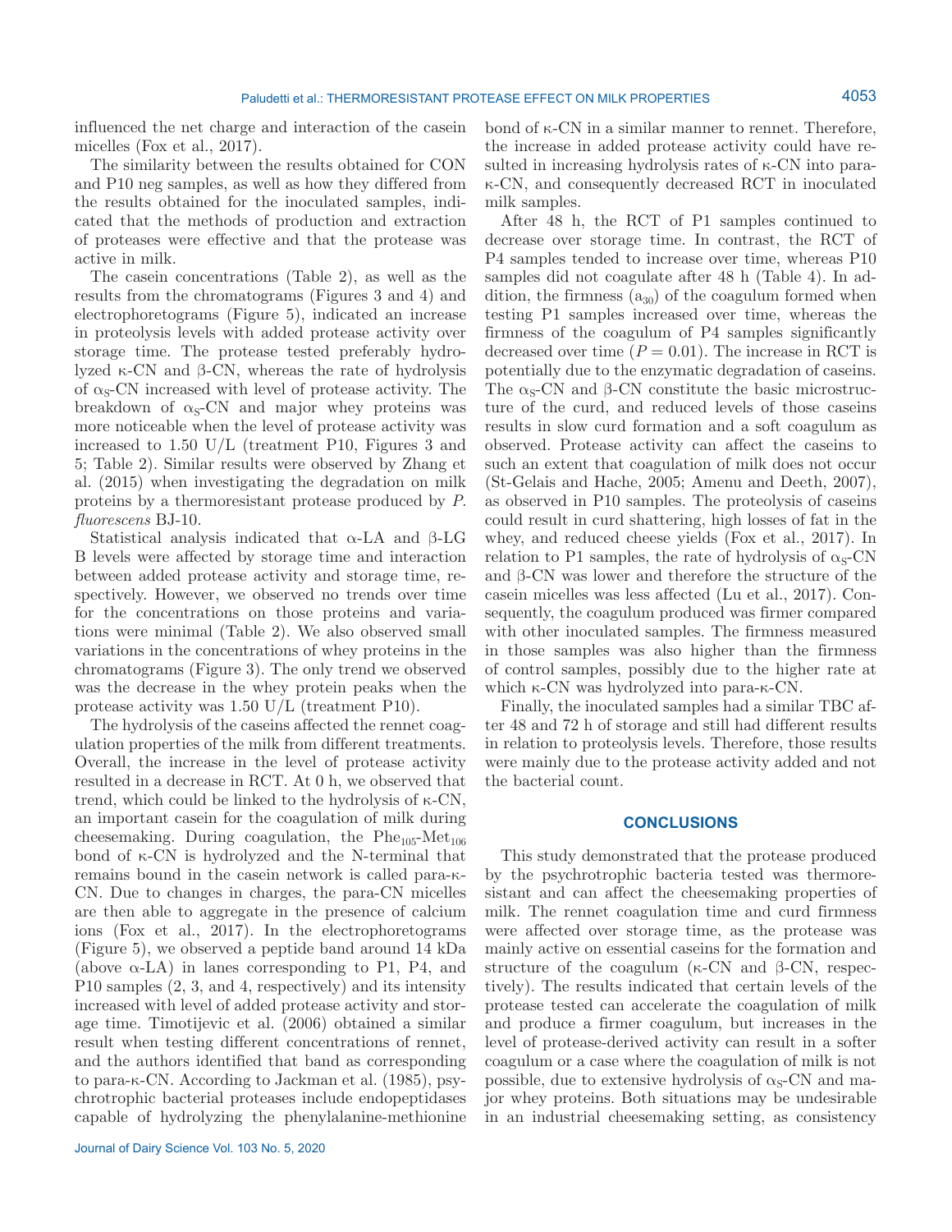influenced the net charge and interaction of the casein micelles (Fox et al., 2017).

The similarity between the results obtained for CON and P10 neg samples, as well as how they differed from the results obtained for the inoculated samples, indicated that the methods of production and extraction of proteases were effective and that the protease was active in milk.

The casein concentrations (Table 2), as well as the results from the chromatograms (Figures 3 and 4) and electrophoretograms (Figure 5), indicated an increase in proteolysis levels with added protease activity over storage time. The protease tested preferably hydrolyzed κ-CN and β-CN, whereas the rate of hydrolysis of $\alpha_S$-CN increased with level of protease activity. The breakdown of $\alpha_S$-CN and major whey proteins was more noticeable when the level of protease activity was increased to 1.50 U/L (treatment P10, Figures 3 and 5; Table 2). Similar results were observed by Zhang et al. (2015) when investigating the degradation on milk proteins by a thermoresistant protease produced by *P. fluorescens* BJ-10.

Statistical analysis indicated that α-LA and β-LG B levels were affected by storage time and interaction between added protease activity and storage time, respectively. However, we observed no trends over time for the concentrations on those proteins and variations were minimal (Table 2). We also observed small variations in the concentrations of whey proteins in the chromatograms (Figure 3). The only trend we observed was the decrease in the whey protein peaks when the protease activity was 1.50 U/L (treatment P10).

The hydrolysis of the caseins affected the rennet coagulation properties of the milk from different treatments. Overall, the increase in the level of protease activity resulted in a decrease in RCT. At 0 h, we observed that trend, which could be linked to the hydrolysis of κ-CN, an important casein for the coagulation of milk during cheesemaking. During coagulation, the $Phe_{105}$-$Met_{106}$ bond of κ-CN is hydrolyzed and the N-terminal that remains bound in the casein network is called para-κ-CN. Due to changes in charges, the para-CN micelles are then able to aggregate in the presence of calcium ions (Fox et al., 2017). In the electrophoretograms (Figure 5), we observed a peptide band around 14 kDa (above α-LA) in lanes corresponding to P1, P4, and P10 samples (2, 3, and 4, respectively) and its intensity increased with level of added protease activity and storage time. Timotijevic et al. (2006) obtained a similar result when testing different concentrations of rennet, and the authors identified that band as corresponding to para-κ-CN. According to Jackman et al. (1985), psychrotrophic bacterial proteases include endopeptidases capable of hydrolyzing the phenylalanine-methionine bond of κ-CN in a similar manner to rennet. Therefore, the increase in added protease activity could have resulted in increasing hydrolysis rates of κ-CN into para-κ-CN, and consequently decreased RCT in inoculated milk samples.

After 48 h, the RCT of P1 samples continued to decrease over storage time. In contrast, the RCT of P4 samples tended to increase over time, whereas P10 samples did not coagulate after 48 h (Table 4). In addition, the firmness ($a_{30}$) of the coagulum formed when testing P1 samples increased over time, whereas the firmness of the coagulum of P4 samples significantly decreased over time ($P = 0.01$). The increase in RCT is potentially due to the enzymatic degradation of caseins. The $\alpha_S$-CN and β-CN constitute the basic microstructure of the curd, and reduced levels of those caseins results in slow curd formation and a soft coagulum as observed. Protease activity can affect the caseins to such an extent that coagulation of milk does not occur (St-Gelais and Hache, 2005; Amenu and Deeth, 2007), as observed in P10 samples. The proteolysis of caseins could result in curd shattering, high losses of fat in the whey, and reduced cheese yields (Fox et al., 2017). In relation to P1 samples, the rate of hydrolysis of $\alpha_S$-CN and β-CN was lower and therefore the structure of the casein micelles was less affected (Lu et al., 2017). Consequently, the coagulum produced was firmer compared with other inoculated samples. The firmness measured in those samples was also higher than the firmness of control samples, possibly due to the higher rate at which κ-CN was hydrolyzed into para-κ-CN.

Finally, the inoculated samples had a similar TBC after 48 and 72 h of storage and still had different results in relation to proteolysis levels. Therefore, those results were mainly due to the protease activity added and not the bacterial count.

## CONCLUSIONS

This study demonstrated that the protease produced by the psychrotrophic bacteria tested was thermoresistant and can affect the cheesemaking properties of milk. The rennet coagulation time and curd firmness were affected over storage time, as the protease was mainly active on essential caseins for the formation and structure of the coagulum (κ-CN and β-CN, respectively). The results indicated that certain levels of the protease tested can accelerate the coagulation of milk and produce a firmer coagulum, but increases in the level of protease-derived activity can result in a softer coagulum or a case where the coagulation of milk is not possible, due to extensive hydrolysis of $\alpha_S$-CN and major whey proteins. Both situations may be undesirable in an industrial cheesemaking setting, as consistency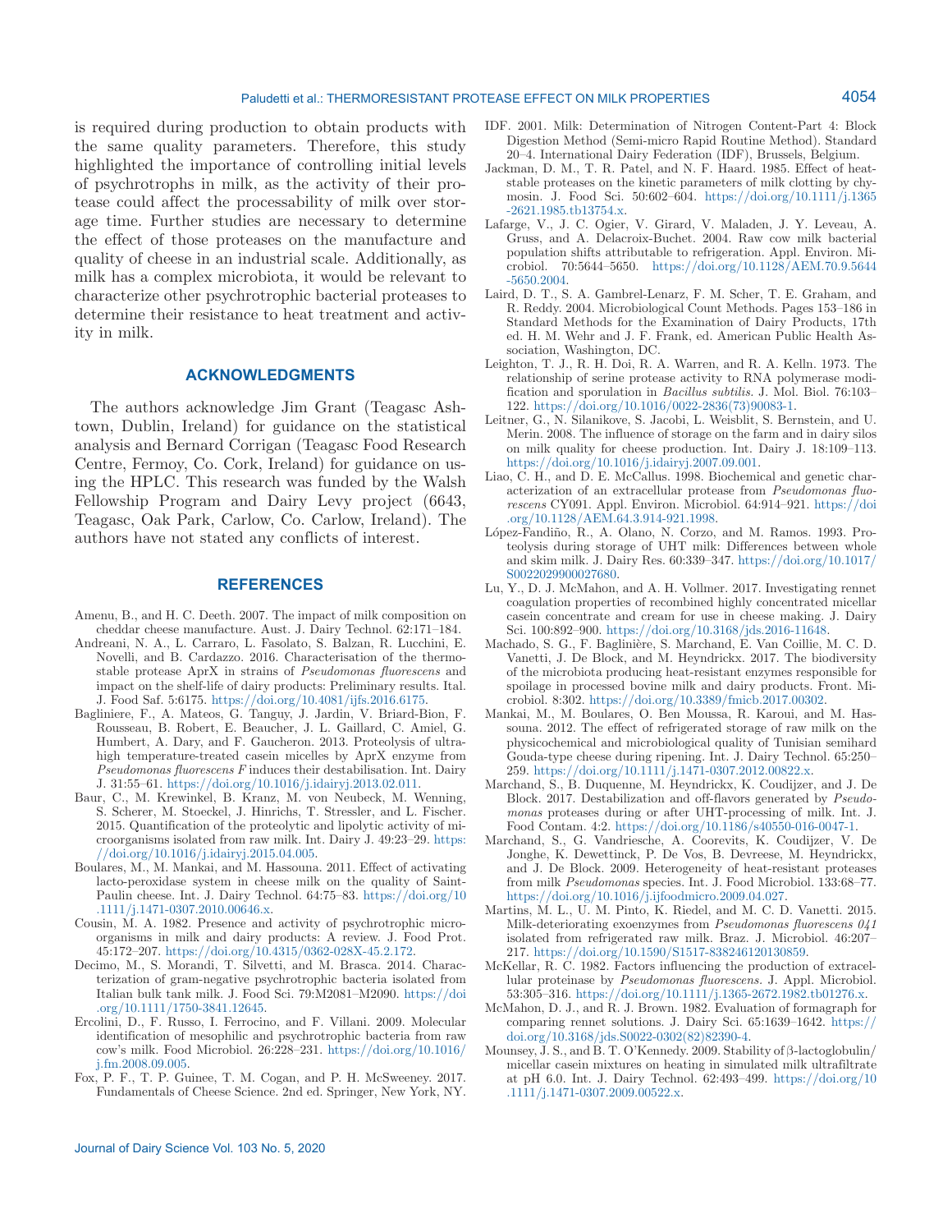is required during production to obtain products with the same quality parameters. Therefore, this study highlighted the importance of controlling initial levels of psychrotrophs in milk, as the activity of their protease could affect the processability of milk over storage time. Further studies are necessary to determine the effect of those proteases on the manufacture and quality of cheese in an industrial scale. Additionally, as milk has a complex microbiota, it would be relevant to characterize other psychrotrophic bacterial proteases to determine their resistance to heat treatment and activity in milk.

## ACKNOWLEDGMENTS

The authors acknowledge Jim Grant (Teagasc Ashtown, Dublin, Ireland) for guidance on the statistical analysis and Bernard Corrigan (Teagasc Food Research Centre, Fermoy, Co. Cork, Ireland) for guidance on using the HPLC. This research was funded by the Walsh Fellowship Program and Dairy Levy project (6643, Teagasc, Oak Park, Carlow, Co. Carlow, Ireland). The authors have not stated any conflicts of interest.

## REFERENCES

Amenu, B., and H. C. Deeth. 2007. The impact of milk composition on cheddar cheese manufacture. Aust. J. Dairy Technol. 62:171–184.

Andreani, N. A., L. Carraro, L. Fasolato, S. Balzan, R. Lucchini, E. Novelli, and B. Cardazzo. 2016. Characterisation of the thermostable protease AprX in strains of *Pseudomonas fluorescens* and impact on the shelf-life of dairy products: Preliminary results. Ital. J. Food Saf. 5:6175. https://doi.org/10.4081/ijfs.2016.6175.

Bagliniere, F., A. Mateos, G. Tanguy, J. Jardin, V. Briard-Bion, F. Rousseau, B. Robert, E. Beaucher, J. L. Gaillard, C. Amiel, G. Humbert, A. Dary, and F. Gaucheron. 2013. Proteolysis of ultra-high temperature-treated casein micelles by AprX enzyme from *Pseudomonas fluorescens F* induces their destabilisation. Int. Dairy J. 31:55–61. https://doi.org/10.1016/j.idairyj.2013.02.011.

Baur, C., M. Krewinkel, B. Kranz, M. von Neubeck, M. Wenning, S. Scherer, M. Stoeckel, J. Hinrichs, T. Stressler, and L. Fischer. 2015. Quantification of the proteolytic and lipolytic activity of microorganisms isolated from raw milk. Int. Dairy J. 49:23–29. https://doi.org/10.1016/j.idairyj.2015.04.005.

Boulares, M., M. Mankai, and M. Hassouna. 2011. Effect of activating lacto-peroxidase system in cheese milk on the quality of Saint-Paulin cheese. Int. J. Dairy Technol. 64:75–83. https://doi.org/10.1111/j.1471-0307.2010.00646.x.

Cousin, M. A. 1982. Presence and activity of psychrotrophic microorganisms in milk and dairy products: A review. J. Food Prot. 45:172–207. https://doi.org/10.4315/0362-028X-45.2.172.

Decimo, M., S. Morandi, T. Silvetti, and M. Brasca. 2014. Characterization of gram-negative psychrotrophic bacteria isolated from Italian bulk tank milk. J. Food Sci. 79:M2081–M2090. https://doi.org/10.1111/1750-3841.12645.

Ercolini, D., F. Russo, I. Ferrocino, and F. Villani. 2009. Molecular identification of mesophilic and psychrotrophic bacteria from raw cow's milk. Food Microbiol. 26:228–231. https://doi.org/10.1016/j.fm.2008.09.005.

Fox, P. F., T. P. Guinee, T. M. Cogan, and P. H. McSweeney. 2017. Fundamentals of Cheese Science. 2nd ed. Springer, New York, NY.

IDF. 2001. Milk: Determination of Nitrogen Content-Part 4: Block Digestion Method (Semi-micro Rapid Routine Method). Standard 20–4. International Dairy Federation (IDF), Brussels, Belgium.

Jackman, D. M., T. R. Patel, and N. F. Haard. 1985. Effect of heat-stable proteases on the kinetic parameters of milk clotting by chymosin. J. Food Sci. 50:602–604. https://doi.org/10.1111/j.1365-2621.1985.tb13754.x.

Lafarge, V., J. C. Ogier, V. Girard, V. Maladen, J. Y. Leveau, A. Gruss, and A. Delacroix-Buchet. 2004. Raw cow milk bacterial population shifts attributable to refrigeration. Appl. Environ. Microbiol. 70:5644–5650. https://doi.org/10.1128/AEM.70.9.5644-5650.2004.

Laird, D. T., S. A. Gambrel-Lenarz, F. M. Scher, T. E. Graham, and R. Reddy. 2004. Microbiological Count Methods. Pages 153–186 in Standard Methods for the Examination of Dairy Products, 17th ed. H. M. Wehr and J. F. Frank, ed. American Public Health Association, Washington, DC.

Leighton, T. J., R. H. Doi, R. A. Warren, and R. A. Kelln. 1973. The relationship of serine protease activity to RNA polymerase modification and sporulation in *Bacillus subtilis*. J. Mol. Biol. 76:103–122. https://doi.org/10.1016/0022-2836(73)90083-1.

Leitner, G., N. Silanikove, S. Jacobi, L. Weisblit, S. Bernstein, and U. Merin. 2008. The influence of storage on the farm and in dairy silos on milk quality for cheese production. Int. Dairy J. 18:109–113. https://doi.org/10.1016/j.idairyj.2007.09.001.

Liao, C. H., and D. E. McCallus. 1998. Biochemical and genetic characterization of an extracellular protease from *Pseudomonas fluorescens* CY091. Appl. Environ. Microbiol. 64:914–921. https://doi.org/10.1128/AEM.64.3.914-921.1998.

López-Fandiño, R., A. Olano, N. Corzo, and M. Ramos. 1993. Proteolysis during storage of UHT milk: Differences between whole and skim milk. J. Dairy Res. 60:339–347. https://doi.org/10.1017/S0022029900027680.

Lu, Y., D. J. McMahon, and A. H. Vollmer. 2017. Investigating rennet coagulation properties of recombined highly concentrated micellar casein concentrate and cream for use in cheese making. J. Dairy Sci. 100:892–900. https://doi.org/10.3168/jds.2016-11648.

Machado, S. G., F. Baglinière, S. Marchand, E. Van Coillie, M. C. D. Vanetti, J. De Block, and M. Heyndrickx. 2017. The biodiversity of the microbiota producing heat-resistant enzymes responsible for spoilage in processed bovine milk and dairy products. Front. Microbiol. 8:302. https://doi.org/10.3389/fmicb.2017.00302.

Mankai, M., M. Boulares, O. Ben Moussa, R. Karoui, and M. Hassouna. 2012. The effect of refrigerated storage of raw milk on the physicochemical and microbiological quality of Tunisian semihard Gouda-type cheese during ripening. Int. J. Dairy Technol. 65:250–259. https://doi.org/10.1111/j.1471-0307.2012.00822.x.

Marchand, S., B. Duquenne, M. Heyndrickx, K. Coudijzer, and J. De Block. 2017. Destabilization and off-flavors generated by *Pseudomonas* proteases during or after UHT-processing of milk. Int. J. Food Contam. 4:2. https://doi.org/10.1186/s40550-016-0047-1.

Marchand, S., G. Vandriesche, A. Coorevits, K. Coudijzer, V. De Jonghe, K. Dewettinck, P. De Vos, B. Devreese, M. Heyndrickx, and J. De Block. 2009. Heterogeneity of heat-resistant proteases from milk *Pseudomonas* species. Int. J. Food Microbiol. 133:68–77. https://doi.org/10.1016/j.ijfoodmicro.2009.04.027.

Martins, M. L., U. M. Pinto, K. Riedel, and M. C. D. Vanetti. 2015. Milk-deteriorating exoenzymes from *Pseudomonas fluorescens 041* isolated from refrigerated raw milk. Braz. J. Microbiol. 46:207–217. https://doi.org/10.1590/S1517-838246120130859.

McKellar, R. C. 1982. Factors influencing the production of extracellular proteinase by *Pseudomonas fluorescens*. J. Appl. Microbiol. 53:305–316. https://doi.org/10.1111/j.1365-2672.1982.tb01276.x.

McMahon, D. J., and R. J. Brown. 1982. Evaluation of formagraph for comparing rennet solutions. J. Dairy Sci. 65:1639–1642. https://doi.org/10.3168/jds.S0022-0302(82)82390-4.

Mounsey, J. S., and B. T. O'Kennedy. 2009. Stability of β-lactoglobulin/micellar casein mixtures on heating in simulated milk ultrafiltrate at pH 6.0. Int. J. Dairy Technol. 62:493–499. https://doi.org/10.1111/j.1471-0307.2009.00522.x.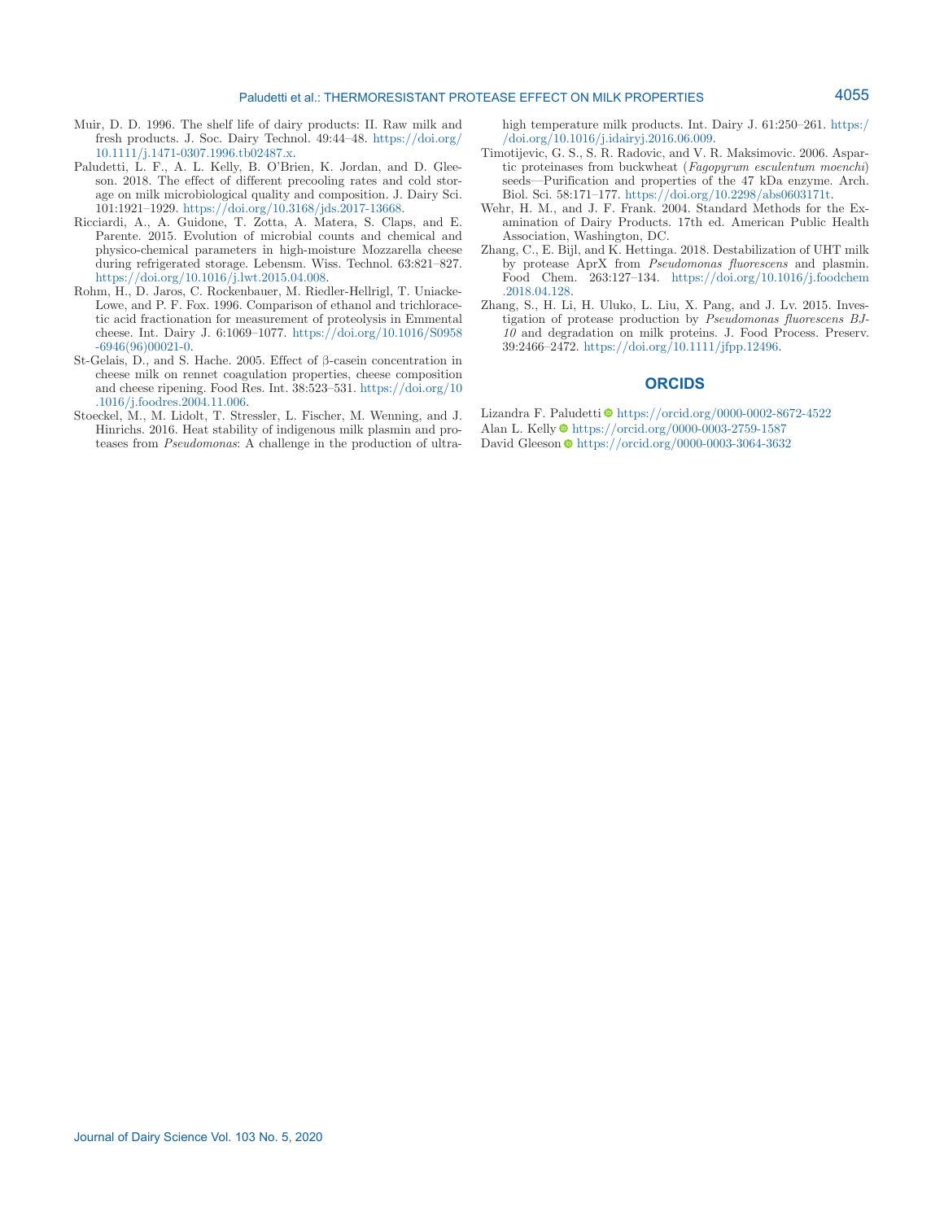Muir, D. D. 1996. The shelf life of dairy products: II. Raw milk and fresh products. J. Soc. Dairy Technol. 49:44–48. https://doi.org/10.1111/j.1471-0307.1996.tb02487.x.

Paludetti, L. F., A. L. Kelly, B. O'Brien, K. Jordan, and D. Gleeson. 2018. The effect of different precooling rates and cold storage on milk microbiological quality and composition. J. Dairy Sci. 101:1921–1929. https://doi.org/10.3168/jds.2017-13668.

Ricciardi, A., A. Guidone, T. Zotta, A. Matera, S. Claps, and E. Parente. 2015. Evolution of microbial counts and chemical and physico-chemical parameters in high-moisture Mozzarella cheese during refrigerated storage. Lebensm. Wiss. Technol. 63:821–827. https://doi.org/10.1016/j.lwt.2015.04.008.

Rohm, H., D. Jaros, C. Rockenbauer, M. Riedler-Hellrigl, T. Uniacke-Lowe, and P. F. Fox. 1996. Comparison of ethanol and trichloracetic acid fractionation for measurement of proteolysis in Emmental cheese. Int. Dairy J. 6:1069–1077. https://doi.org/10.1016/S0958-6946(96)00021-0.

St-Gelais, D., and S. Hache. 2005. Effect of β-casein concentration in cheese milk on rennet coagulation properties, cheese composition and cheese ripening. Food Res. Int. 38:523–531. https://doi.org/10.1016/j.foodres.2004.11.006.

Stoeckel, M., M. Lidolt, T. Stressler, L. Fischer, M. Wenning, and J. Hinrichs. 2016. Heat stability of indigenous milk plasmin and proteases from *Pseudomonas*: A challenge in the production of ultra-high temperature milk products. Int. Dairy J. 61:250–261. https://doi.org/10.1016/j.idairyj.2016.06.009.

Timotijevic, G. S., S. R. Radovic, and V. R. Maksimovic. 2006. Aspartic proteinases from buckwheat (*Fagopyrum esculentum moenchi*) seeds—Purification and properties of the 47 kDa enzyme. Arch. Biol. Sci. 58:171–177. https://doi.org/10.2298/abs0603171t.

Wehr, H. M., and J. F. Frank. 2004. Standard Methods for the Examination of Dairy Products. 17th ed. American Public Health Association, Washington, DC.

Zhang, C., E. Bijl, and K. Hettinga. 2018. Destabilization of UHT milk by protease AprX from *Pseudomonas fluorescens* and plasmin. Food Chem. 263:127–134. https://doi.org/10.1016/j.foodchem.2018.04.128.

Zhang, S., H. Li, H. Uluko, L. Liu, X. Pang, and J. Lv. 2015. Investigation of protease production by *Pseudomonas fluorescens BJ-10* and degradation on milk proteins. J. Food Process. Preserv. 39:2466–2472. https://doi.org/10.1111/jfpp.12496.

## ORCIDS

Lizandra F. Paludetti https://orcid.org/0000-0002-8672-4522
Alan L. Kelly https://orcid.org/0000-0003-2759-1587
David Gleeson https://orcid.org/0000-0003-3064-3632